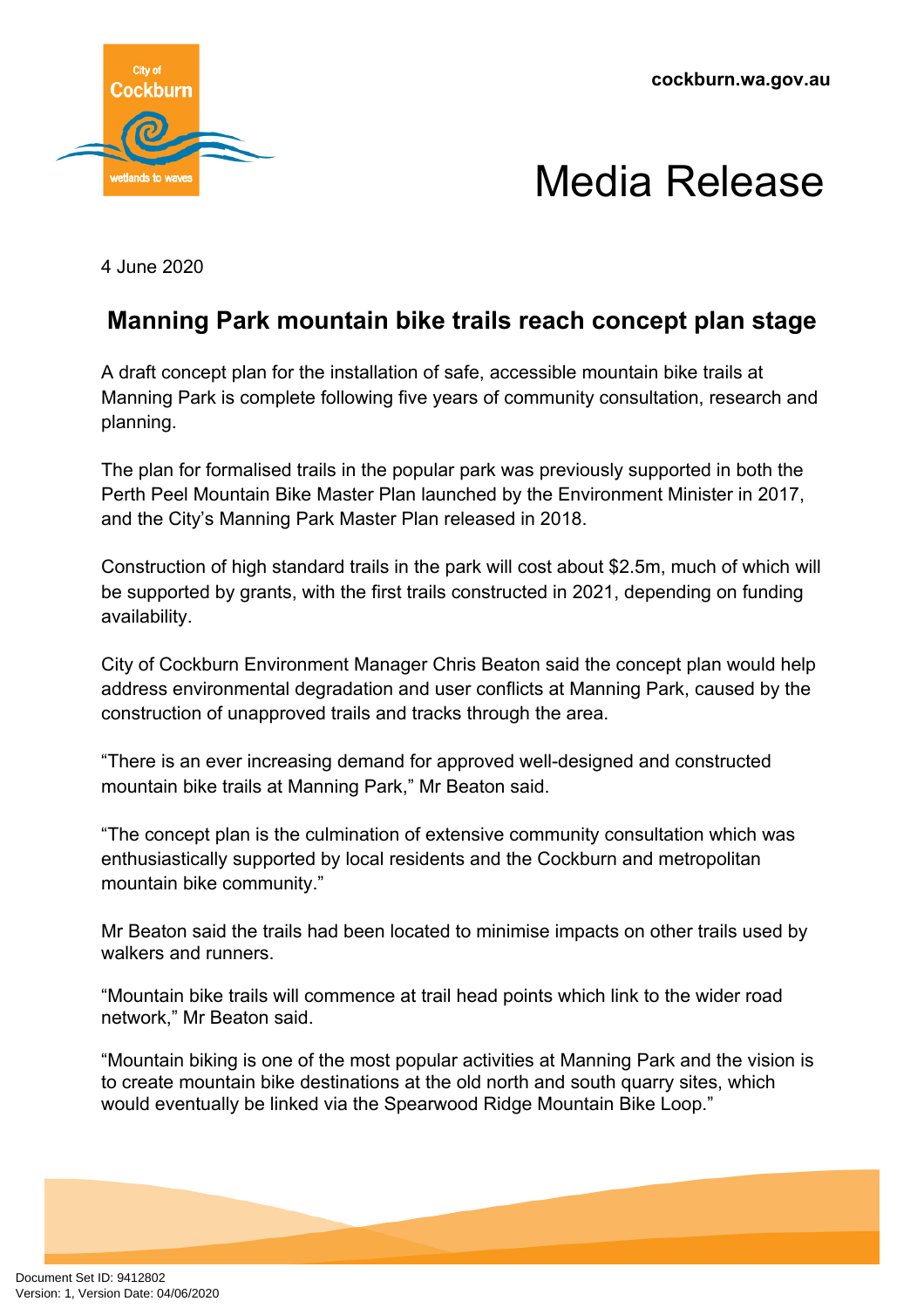cockburn.wa.gov.au

# Media Release

4 June 2020

## Manning Park mountain bike trails reach concept plan stage

A draft concept plan for the installation of safe, accessible mountain bike trails at Manning Park is complete following five years of community consultation, research and planning.

The plan for formalised trails in the popular park was previously supported in both the Perth Peel Mountain Bike Master Plan launched by the Environment Minister in 2017, and the City's Manning Park Master Plan released in 2018.

Construction of high standard trails in the park will cost about $2.5m, much of which will be supported by grants, with the first trails constructed in 2021, depending on funding availability.

City of Cockburn Environment Manager Chris Beaton said the concept plan would help address environmental degradation and user conflicts at Manning Park, caused by the construction of unapproved trails and tracks through the area.

"There is an ever increasing demand for approved well-designed and constructed mountain bike trails at Manning Park," Mr Beaton said.

"The concept plan is the culmination of extensive community consultation which was enthusiastically supported by local residents and the Cockburn and metropolitan mountain bike community."

Mr Beaton said the trails had been located to minimise impacts on other trails used by walkers and runners.

"Mountain bike trails will commence at trail head points which link to the wider road network," Mr Beaton said.

"Mountain biking is one of the most popular activities at Manning Park and the vision is to create mountain bike destinations at the old north and south quarry sites, which would eventually be linked via the Spearwood Ridge Mountain Bike Loop."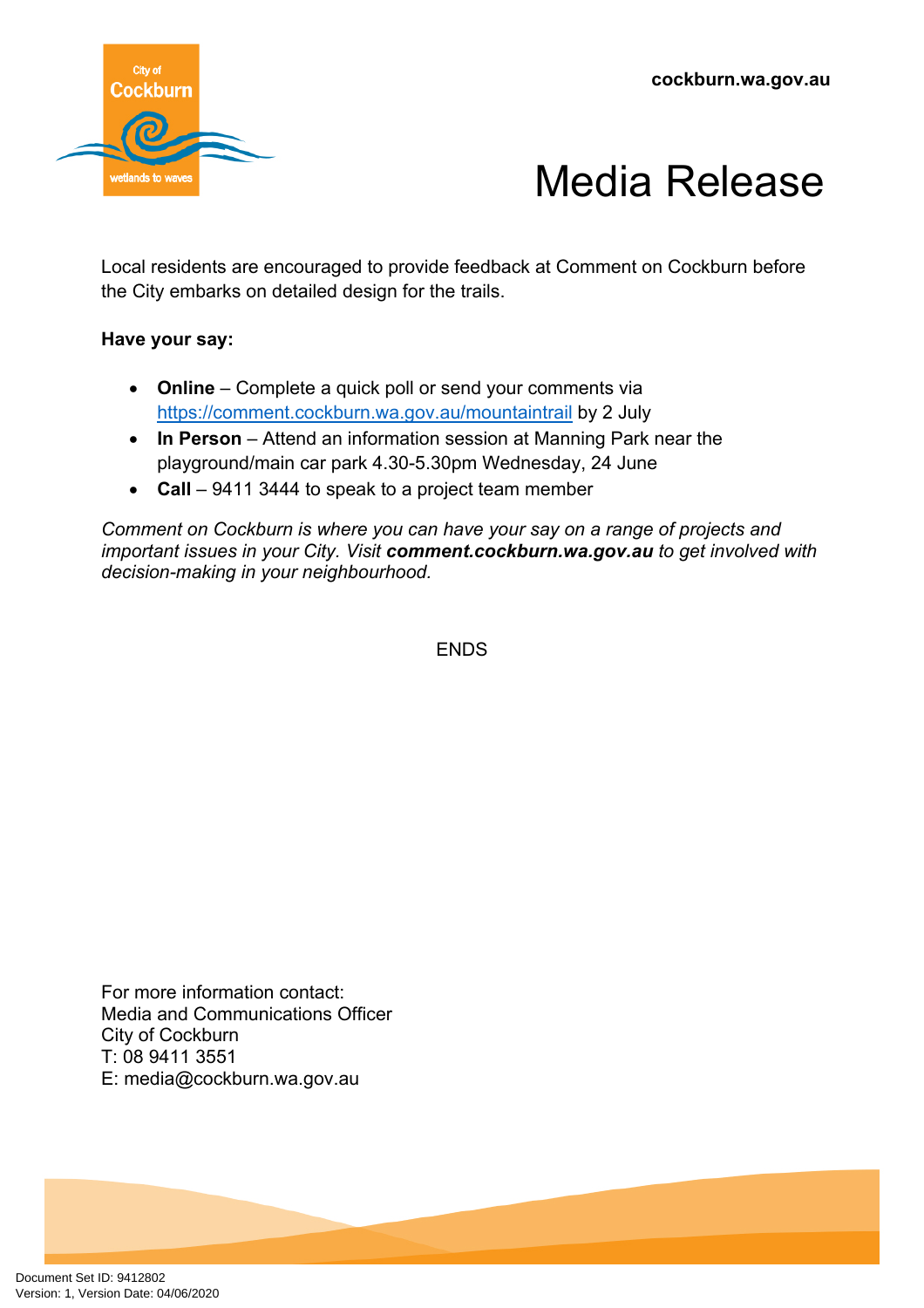Local residents are encouraged to provide feedback at Comment on Cockburn before the City embarks on detailed design for the trails.

**Have your say:**

- **Online** – Complete a quick poll or send your comments via [https://comment.cockburn.wa.gov.au/mountaintrail](https://comment.cockburn.wa.gov.au/mountaintrail) by 2 July
- **In Person** – Attend an information session at Manning Park near the playground/main car park 4.30-5.30pm Wednesday, 24 June
- **Call** – 9411 3444 to speak to a project team member

*Comment on Cockburn is where you can have your say on a range of projects and important issues in your City. Visit* ***comment.cockburn.wa.gov.au*** *to get involved with decision-making in your neighbourhood.*

ENDS

For more information contact:
Media and Communications Officer
City of Cockburn
T: 08 9411 3551
E: media@cockburn.wa.gov.au